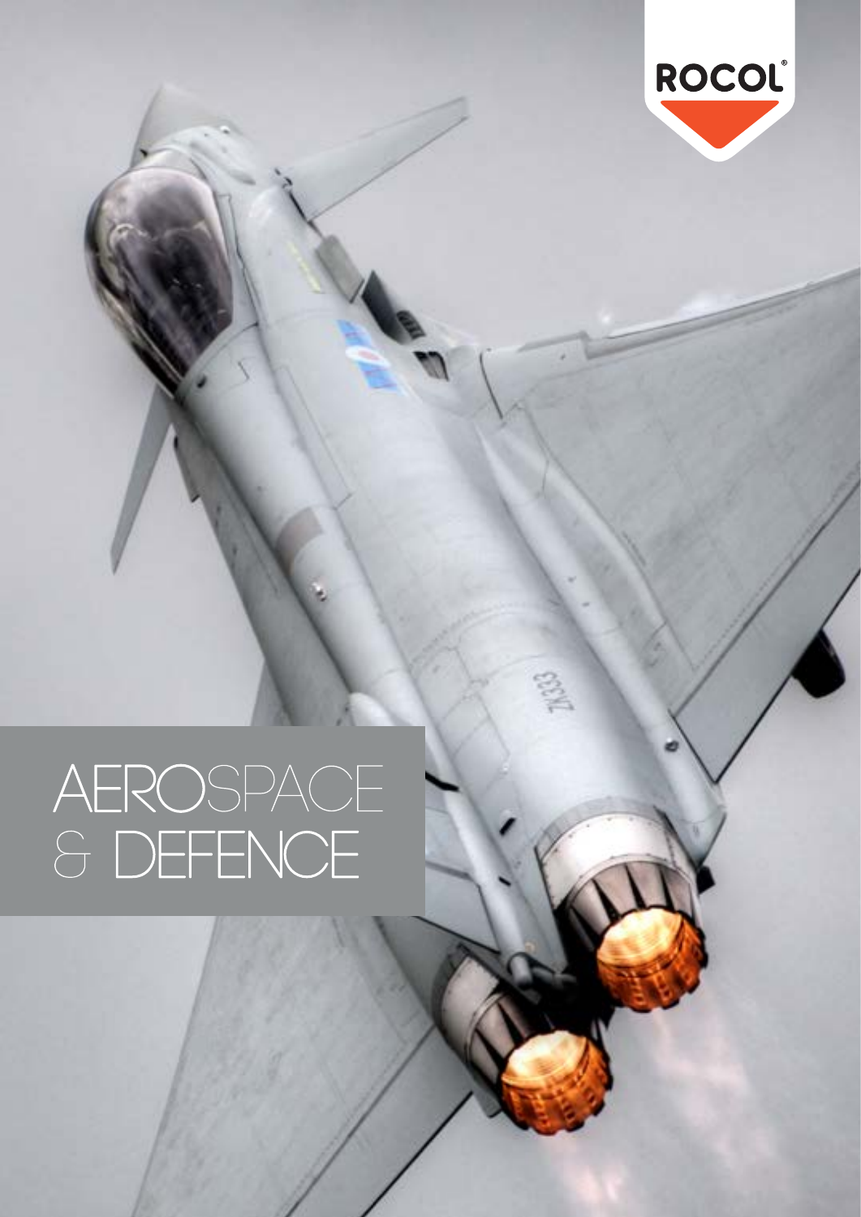ROCOL®

# AEROSPACE & DEFENCE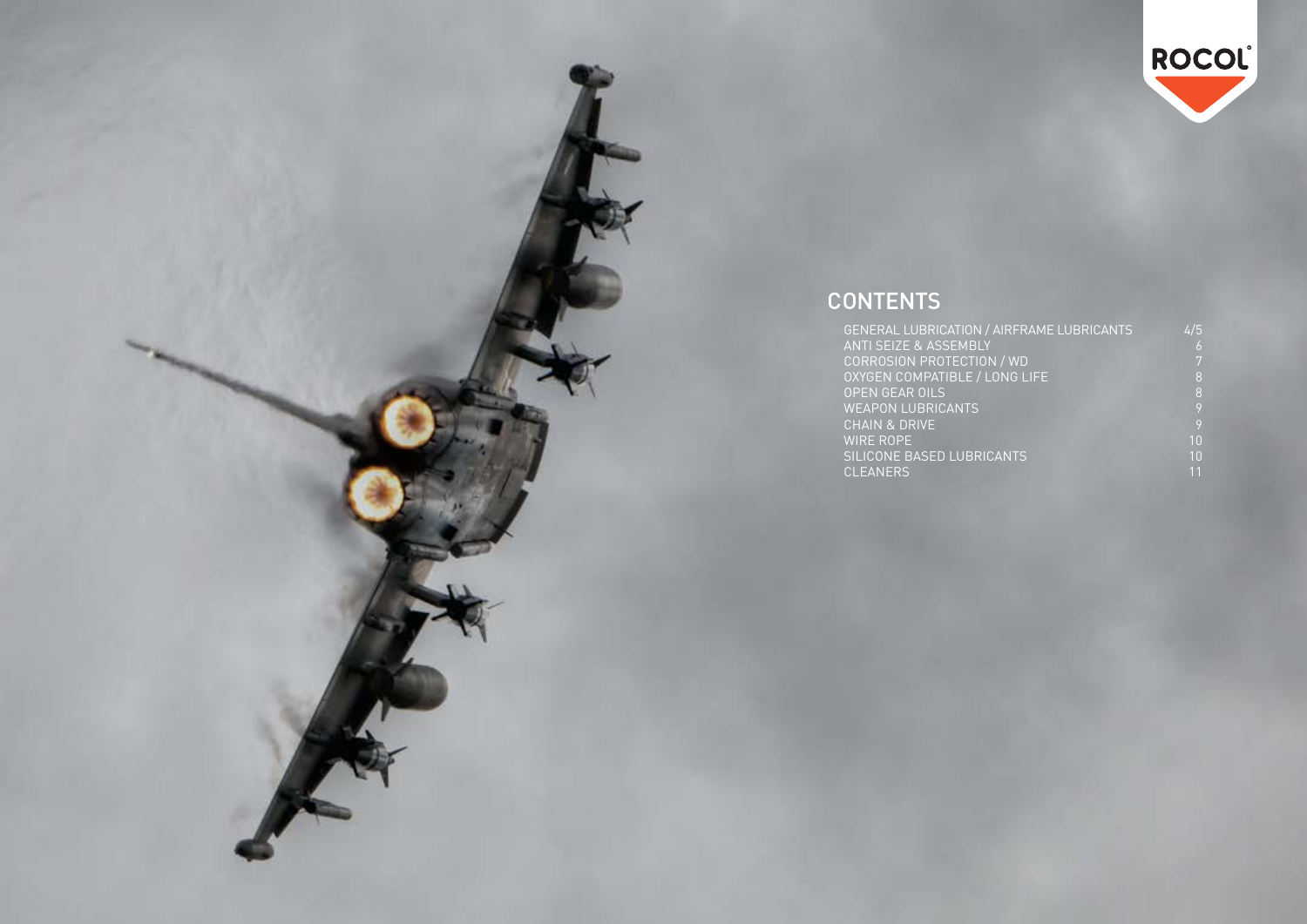ROCOL®

## CONTENTS

| | |
|---|---|
| GENERAL LUBRICATION / AIRFRAME LUBRICANTS | 4/5 |
| ANTI SEIZE & ASSEMBLY | 6 |
| CORROSION PROTECTION / WD | 7 |
| OXYGEN COMPATIBLE / LONG LIFE | 8 |
| OPEN GEAR OILS | 8 |
| WEAPON LUBRICANTS | 9 |
| CHAIN & DRIVE | 9 |
| WIRE ROPE | 10 |
| SILICONE BASED LUBRICANTS | 10 |
| CLEANERS | 11 |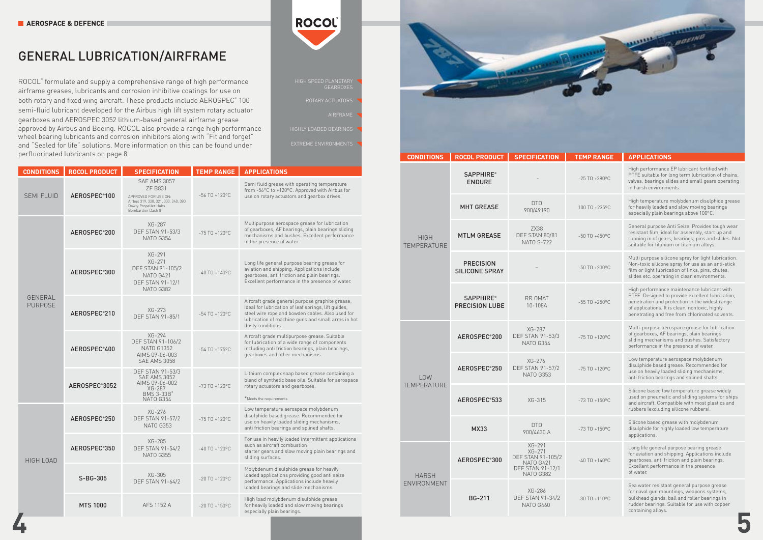# GENERAL LUBRICATION/AIRFRAME

ROCOL® formulate and supply a comprehensive range of high performance airframe greases, lubricants and corrosion inhibitive coatings for use on both rotary and fixed wing aircraft. These products include AEROSPEC® 100 semi-fluid lubricant developed for the Airbus high lift system rotary actuator gearboxes and AEROSPEC 3052 lithium-based general airframe grease approved by Airbus and Boeing. ROCOL also provide a range high performance wheel bearing lubricants and corrosion inhibitors along with "Fit and forget" and "Sealed for life" solutions. More information on this can be found under perfluorinated lubricants on page 8.

- HIGH SPEED PLANETARY GEARBOXES
- ROTARY ACTUATORS
- AIRFRAME
- HIGHLY LOADED BEARINGS
- EXTREME ENVIRONMENTS

| CONDITIONS | ROCOL PRODUCT | SPECIFICATION | TEMP RANGE | APPLICATIONS |
|---|---|---|---|---|
| SEMI FLUID | AEROSPEC®100 | SAE AMS 3057 ZF B831 APPROVED FOR USE ON: Airbus 319, 320, 321, 330, 340, 380 Dowty Propeller Hubs Bombardier Dash 8 | -56 TO +120ºC | Semi fluid grease with operating temperature from -56ºC to +120ºC. Approved with Airbus for use on rotary actuators and gearbox drives. |
| GENERAL PURPOSE | AEROSPEC®200 | XG-287 DEF STAN 91-53/3 NATO G354 | -75 TO +120ºC | Multipurpose aerospace grease for lubrication of gearboxes, AF bearings, plain bearings sliding mechanisms and bushes. Excellent performance in the presence of water. |
| | AEROSPEC®300 | XG-291 XG-271 DEF STAN 91-105/2 NATO G421 DEF STAN 91-12/1 NATO G382 | -40 TO +140ºC | Long life general purpose bearing grease for aviation and shipping. Applications include gearboxes, anti friction and plain bearings. Excellent performance in the presence of water. |
| | AEROSPEC®210 | XG-273 DEF STAN 91-85/1 | -54 TO +120ºC | Aircraft grade general purpose graphite grease, ideal for lubrication of leaf springs, lift guides, steel wire rope and bowden cables. Also used for lubrication of machine guns and small arms in hot dusty conditions. |
| | AEROSPEC®400 | XG-294 DEF STAN 91-106/2 NATO G1352 AIMS 09-06-003 SAE AMS 3058 | -54 TO +175ºC | Aircraft grade multipurpose grease. Suitable for lubrication of a wide range of components including anti friction bearings, plain bearings, gearboxes and other mechanisms. |
| | AEROSPEC®3052 | DEF STAN 91-53/3 SAE AMS 3052 AIMS 09-06-002 XG-287 BMS 3-33B* NATO G354 | -73 TO +120ºC | Lithium complex soap based grease containing a blend of synthetic base oils. Suitable for aerospace rotary actuators and gearboxes. *Meets the requirements |
| HIGH LOAD | AEROSPEC®250 | XG-276 DEF STAN 91-57/2 NATO G353 | -75 TO +120ºC | Low temperature aerospace molybdenum disulphide based grease. Recommended for use on heavily loaded sliding mechanisms, anti friction bearings and splined shafts. |
| | AEROSPEC®350 | XG-285 DEF STAN 91-54/2 NATO G355 | -40 TO +120ºC | For use in heavily loaded intermittent applications such as aircraft combustion starter gears and slow moving plain bearings and sliding surfaces. |
| | S-BG-305 | XG-305 DEF STAN 91-64/2 | -20 TO +120ºC | Molybdenum disulphide grease for heavily loaded applications providing good anti seize performance. Applications include heavily loaded bearings and slide mechanisms. |
| | MTS 1000 | AFS 1152 A | -20 TO +150ºC | High load molybdenum disulphide grease for heavily loaded and slow moving bearings especially plain bearings. |

| CONDITIONS | ROCOL PRODUCT | SPECIFICATION | TEMP RANGE | APPLICATIONS |
|---|---|---|---|---|
| HIGH TEMPERATURE | SAPPHIRE® ENDURE | - | -25 TO +280ºC | High performance EP lubricant fortified with PTFE suitable for long term lubrication of chains, valves, bearings slides and small gears operating in harsh environments. |
| | MHT GREASE | DTD 900/49190 | 100 TO +235ºC | High temperature molybdenum disulphide grease for heavily loaded and slow moving bearings especially plain bearings above 100ºC. |
| | MTLM GREASE | ZX38 DEF STAN 80/81 NATO S-722 | -50 TO +450ºC | General purpose Anti Seize. Provides tough wear resistant film, ideal for assembly, start up and running in of gears, bearings, pins and slides. Not suitable for titanium or titanium alloys. |
| | PRECISION SILICONE SPRAY | - | -50 TO +200ºC | Multi purpose silicone spray for light lubrication. Non-toxic silicone spray for use as an anti-stick film or light lubrication of locks, pins, chutes, slides etc. operating in clean environments. |
| | SAPPHIRE® PRECISION LUBE | RR OMAT 10-108A | -55 TO +250ºC | High performance maintenance lubricant with PTFE. Designed to provide excellent lubrication, penetration and protection in the widest range of applications. It is clean, nontoxic, highly penetrating and free from chlorinated solvents. |
| LOW TEMPERATURE | AEROSPEC®200 | XG-287 DEF STAN 91-53/3 NATO G354 | -75 TO +120ºC | Multi-purpose aerospace grease for lubrication of gearboxes, AF bearings, plain bearings sliding mechanisms and bushes. Satisfactory performance in the presence of water. |
| | AEROSPEC®250 | XG-276 DEF STAN 91-57/2 NATO G353 | -75 TO +120ºC | Low temperature aerospace molybdenum disulphide based grease. Recommended for use on heavily loaded sliding mechanisms, anti friction bearings and splined shafts. |
| | AEROSPEC®533 | XG-315 | -73 TO +150ºC | Silicone based low temperature grease widely used on pneumatic and sliding systems for ships and aircraft. Compatible with most plastics and rubbers (excluding silicone rubbers). |
| | MX33 | DTD 900/4630 A | -73 TO +150ºC | Silicone based grease with molybdenum disulphide for highly loaded low temperature applications. |
| HARSH ENVIRONMENT | AEROSPEC®300 | XG-291 XG-271 DEF STAN 91-105/2 NATO G421 DEF STAN 91-12/1 NATO G382 | -40 TO +140ºC | Long life general purpose bearing grease for aviation and shipping. Applications include gearboxes, anti friction and plain bearings. Excellent performance in the presence of water. |
| | BG-211 | XG-286 DEF STAN 91-34/2 NATO G460 | -30 TO +110ºC | Sea water resistant general purpose grease for naval gun mountings, weapons systems, bulkhead glands, ball and roller bearings in rudder bearings. Suitable for use with copper containing alloys. |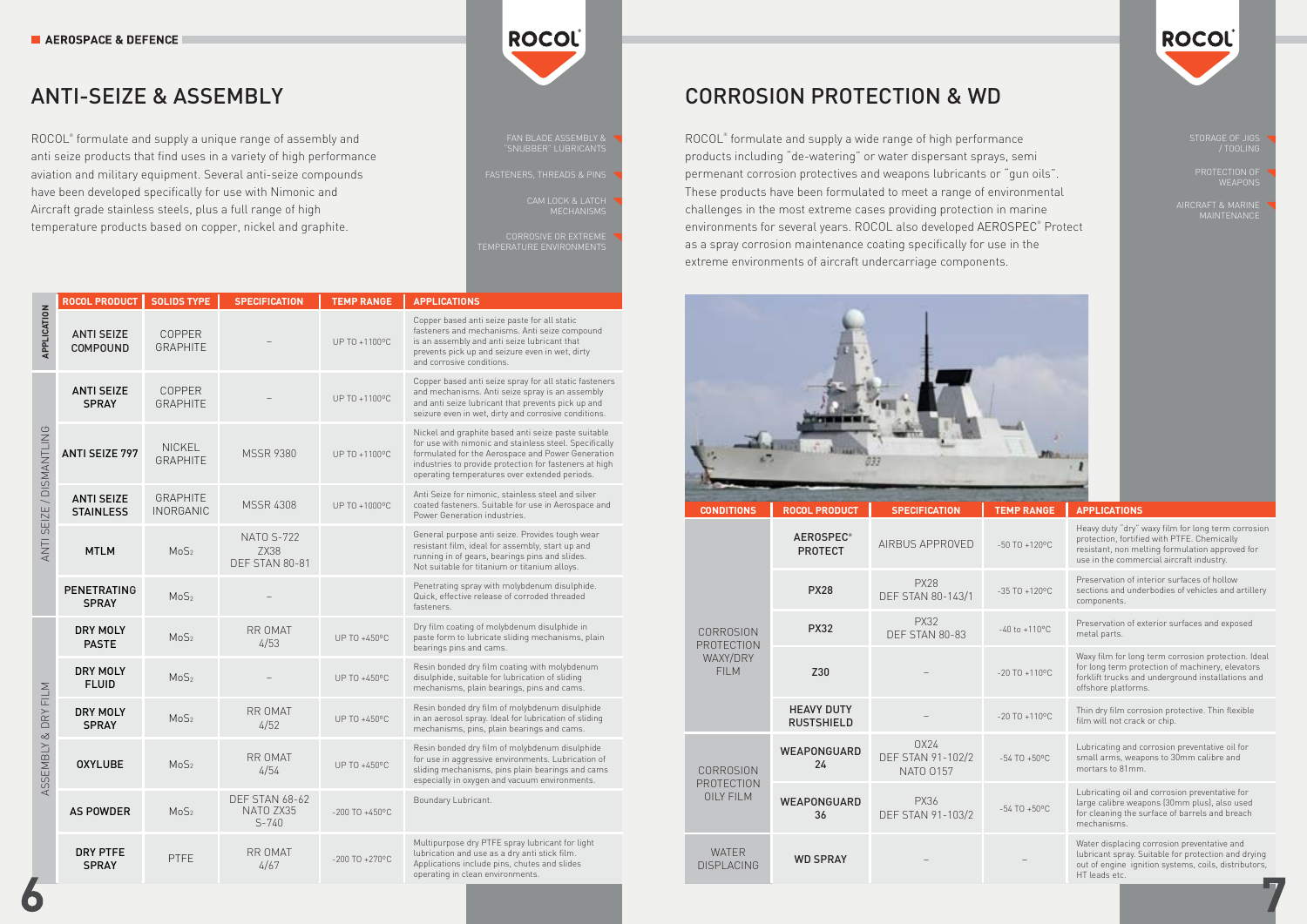# ANTI-SEIZE & ASSEMBLY

ROCOL® formulate and supply a unique range of assembly and anti seize products that find uses in a variety of high performance aviation and military equipment. Several anti-seize compounds have been developed specifically for use with Nimonic and Aircraft grade stainless steels, plus a full range of high temperature products based on copper, nickel and graphite.

- FAN BLADE ASSEMBLY & "SNUBBER" LUBRICANTS
- FASTENERS, THREADS & PINS
- CAM LOCK & LATCH MECHANISMS
- CORROSIVE OR EXTREME TEMPERATURE ENVIRONMENTS

| APPLICATION | ROCOL PRODUCT | SOLIDS TYPE | SPECIFICATION | TEMP RANGE | APPLICATIONS |
|---|---|---|---|---|---|
| ANTI SEIZE / DISMANTLING | ANTI SEIZE COMPOUND | COPPER GRAPHITE | – | UP TO +1100ºC | Copper based anti seize paste for all static fasteners and mechanisms. Anti seize compound is an assembly and anti seize lubricant that prevents pick up and seizure even in wet, dirty and corrosive conditions. |
| | ANTI SEIZE SPRAY | COPPER GRAPHITE | – | UP TO +1100ºC | Copper based anti seize spray for all static fasteners and mechanisms. Anti seize spray is an assembly and anti seize lubricant that prevents pick up and seizure even in wet, dirty and corrosive conditions. |
| | ANTI SEIZE 797 | NICKEL GRAPHITE | MSRR 9380 | UP TO +1100ºC | Nickel and graphite based anti seize paste suitable for use with nimonic and stainless steel. Specifically formulated for the Aerospace and Power Generation industries to provide protection for fasteners at high operating temperatures over extended periods. |
| | ANTI SEIZE STAINLESS | GRAPHITE INORGANIC | MSRR 4308 | UP TO +1000ºC | Anti Seize for nimonic, stainless steel and silver coated fasteners. Suitable for use in Aerospace and Power Generation industries. |
| | MTLM | $MoS_2$ | NATO S-722 ZX38 DEF STAN 80-81 | | General purpose anti seize. Provides tough wear resistant film, ideal for assembly, start up and running in of gears, bearings pins and slides. Not suitable for titanium or titanium alloys. |
| | PENETRATING SPRAY | $MoS_2$ | – | | Penetrating spray with molybdenum disulphide. Quick, effective release of corroded threaded fasteners. |
| ASSEMBLY & DRY FILM | DRY MOLY PASTE | $MoS_2$ | RR OMAT 4/53 | UP TO +450ºC | Dry film coating of molybdenum disulphide in paste form to lubricate sliding mechanisms, plain bearings pins and cams. |
| | DRY MOLY FLUID | $MoS_2$ | – | UP TO +450ºC | Resin bonded dry film coating with molybdenum disulphide, suitable for lubrication of sliding mechanisms, plain bearings, pins and cams. |
| | DRY MOLY SPRAY | $MoS_2$ | RR OMAT 4/52 | UP TO +450ºC | Resin bonded dry film of molybdenum disulphide in an aerosol spray. Ideal for lubrication of sliding mechanisms, pins, plain bearings and cams. |
| | OXYLUBE | $MoS_2$ | RR OMAT 4/54 | UP TO +450ºC | Resin bonded dry film of molybdenum disulphide for use in aggressive environments. Lubrication of sliding mechanisms, pins plain bearings and cams especially in oxygen and vacuum environments. |
| | AS POWDER | $MoS_2$ | DEF STAN 68-62 NATO ZX35 S-740 | -200 TO +450ºC | Boundary Lubricant. |
| | DRY PTFE SPRAY | PTFE | RR OMAT 4/67 | -200 TO +270ºC | Multipurpose dry PTFE spray lubricant for light lubrication and use as a dry anti stick film. Applications include pins, chutes and slides operating in clean environments. |

# CORROSION PROTECTION & WD

ROCOL® formulate and supply a wide range of high performance products including "de-watering" or water dispersant sprays, semi permanent corrosion protectives and weapons lubricants or "gun oils". These products have been formulated to meet a range of environmental challenges in the most extreme cases providing protection in marine environments for several years. ROCOL also developed AEROSPEC® Protect as a spray corrosion maintenance coating specifically for use in the extreme environments of aircraft undercarriage components.

- STORAGE OF JIGS / TOOLING
- PROTECTION OF WEAPONS
- AIRCRAFT & MARINE MAINTENANCE

| CONDITIONS | ROCOL PRODUCT | SPECIFICATION | TEMP RANGE | APPLICATIONS |
|---|---|---|---|---|
| CORROSION PROTECTION WAXY/DRY FILM | AEROSPEC® PROTECT | AIRBUS APPROVED | -50 TO +120ºC | Heavy duty "dry" waxy film for long term corrosion protection, fortified with PTFE. Chemically resistant, non melting formulation approved for use in the commercial aircraft industry. |
| | PX28 | PX28 DEF STAN 80-143/1 | -35 TO +120ºC | Preservation of interior surfaces of hollow sections and underbodies of vehicles and artillery components. |
| | PX32 | PX32 DEF STAN 80-83 | -40 to +110ºC | Preservation of exterior surfaces and exposed metal parts. |
| | Z30 | – | -20 TO +110ºC | Waxy film for long term corrosion protection. Ideal for long term protection of machinery, elevators forklift trucks and underground installations and offshore platforms. |
| | HEAVY DUTY RUSTSHIELD | – | -20 TO +110ºC | Thin dry film corrosion protective. Thin flexible film will not crack or chip. |
| CORROSION PROTECTION OILY FILM | WEAPONGUARD 24 | OX24 DEF STAN 91-102/2 NATO O157 | -54 TO +50ºC | Lubricating and corrosion preventative oil for small arms, weapons to 30mm calibre and mortars to 81mm. |
| | WEAPONGUARD 36 | PX36 DEF STAN 91-103/2 | -54 TO +50ºC | Lubricating oil and corrosion preventative for large calibre weapons (30mm plus), also used for cleaning the surface of barrels and breach mechanisms. |
| WATER DISPLACING | WD SPRAY | – | – | Water displacing corrosion preventative and lubricant spray. Suitable for protection and drying out of engine ignition systems, coils, distributors, HT leads etc. |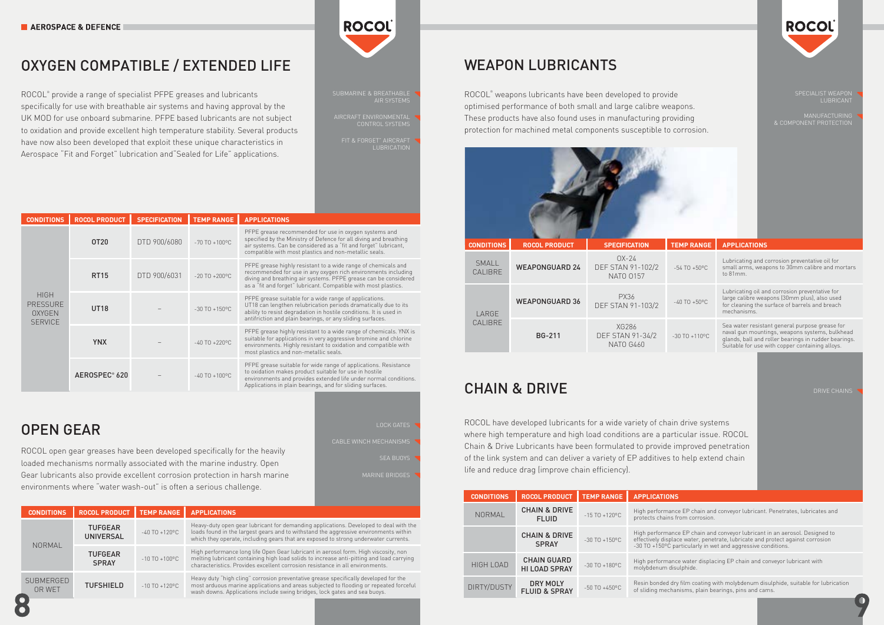# OXYGEN COMPATIBLE / EXTENDED LIFE

ROCOL® provide a range of specialist PFPE greases and lubricants specifically for use with breathable air systems and having approval by the UK MOD for use onboard submarine. PFPE based lubricants are not subject to oxidation and provide excellent high temperature stability. Several products have now also been developed that exploit these unique characteristics in Aerospace "Fit and Forget" lubrication and"Sealed for Life" applications.

SUBMARINE & BREATHABLE AIR SYSTEMS

AIRCRAFT ENVIRONMENTAL CONTROL SYSTEMS

FIT & FORGET" AIRCRAFT LUBRICATION

| CONDITIONS | ROCOL PRODUCT | SPECIFICATION | TEMP RANGE | APPLICATIONS |
|---|---|---|---|---|
| HIGH PRESSURE OXYGEN SERVICE | OT20 | DTD 900/6080 | -70 TO +100ºC | PFPE grease recommended for use in oxygen systems and specified by the Ministry of Defence for all diving and breathing air systems. Can be considered as a "fit and forget" lubricant, compatible with most plastics and non-metallic seals. |
| | RT15 | DTD 900/6031 | -20 TO +200ºC | PFPE grease highly resistant to a wide range of chemicals and recommended for use in any oxygen rich environments including diving and breathing air systems. PFPE grease can be considered as a "fit and forget" lubricant. Compatible with most plastics. |
| | UT18 | – | -30 TO +150ºC | PFPE grease suitable for a wide range of applications. UT18 can lengthen relubrication periods dramatically due to its ability to resist degradation in hostile conditions. It is used in antifriction and plain bearings, or any sliding surfaces. |
| | YNX | – | -40 TO +220ºC | PFPE grease highly resistant to a wide range of chemicals. YNX is suitable for applications in very aggressive bromine and chlorine environments. Highly resistant to oxidation and compatible with most plastics and non-metallic seals. |
| | AEROSPEC® 620 | – | -40 TO +100ºC | PFPE grease suitable for wide range of applications. Resistance to oxidation makes product suitable for use in hostile environments and provides extended life under normal conditions. Applications in plain bearings, and for sliding surfaces. |

# OPEN GEAR

ROCOL open gear greases have been developed specifically for the heavily loaded mechanisms normally associated with the marine industry. Open Gear lubricants also provide excellent corrosion protection in harsh marine environments where "water wash-out" is often a serious challenge.

LOCK GATES

CABLE WINCH MECHANISMS

SEA BUOYS

MARINE BRIDGES

| CONDITIONS | ROCOL PRODUCT | TEMP RANGE | APPLICATIONS |
|---|---|---|---|
| NORMAL | TUFGEAR UNIVERSAL | -40 TO +120ºC | Heavy-duty open gear lubricant for demanding applications. Developed to deal with the loads found in the largest gears and to withstand the aggressive environments within which they operate, including gears that are exposed to strong underwater currents. |
| | TUFGEAR SPRAY | -10 TO +100ºC | High performance long life Open Gear lubricant in aerosol form. High viscosity, non melting lubricant containing high load solids to increase anti-pitting and load carrying characteristics. Provides excellent corrosion resistance in all environments. |
| SUBMERGED OR WET | TUFSHIELD | -10 TO +120ºC | Heavy duty "high cling" corrosion preventative grease specifically developed for the most arduous marine applications and areas subjected to flooding or repeated forceful wash downs. Applications include swing bridges, lock gates and sea buoys. |

# WEAPON LUBRICANTS

ROCOL® weapons lubricants have been developed to provide optimised performance of both small and large calibre weapons. These products have also found uses in manufacturing providing protection for machined metal components susceptible to corrosion.

SPECIALIST WEAPON LUBRICANT

MANUFACTURING & COMPONENT PROTECTION

| CONDITIONS | ROCOL PRODUCT | SPECIFICATION | TEMP RANGE | APPLICATIONS |
|---|---|---|---|---|
| SMALL CALIBRE | WEAPONGUARD 24 | OX-24 DEF STAN 91-102/2 NATO O157 | -54 TO +50ºC | Lubricating and corrosion preventative oil for small arms, weapons to 30mm calibre and mortars to 81mm. |
| LARGE CALIBRE | WEAPONGUARD 36 | PX36 DEF STAN 91-103/2 | -40 TO +50ºC | Lubricating oil and corrosion preventative for large calibre weapons (30mm plus), also used for cleaning the surface of barrels and breach mechanisms. |
| | BG-211 | XG286 DEF STAN 91-34/2 NATO G460 | -30 TO +110ºC | Sea water resistant general purpose grease for naval gun mountings, weapons systems, bulkhead glands, ball and roller bearings in rudder bearings. Suitable for use with copper containing alloys. |

# CHAIN & DRIVE

ROCOL have developed lubricants for a wide variety of chain drive systems where high temperature and high load conditions are a particular issue. ROCOL Chain & Drive Lubricants have been formulated to provide improved penetration of the link system and can deliver a variety of EP additives to help extend chain life and reduce drag (improve chain efficiency).

DRIVE CHAINS

| CONDITIONS | ROCOL PRODUCT | TEMP RANGE | APPLICATIONS |
|---|---|---|---|
| NORMAL | CHAIN & DRIVE FLUID | -15 TO +120ºC | High performance EP chain and conveyor lubricant. Penetrates, lubricates and protects chains from corrosion. |
| | CHAIN & DRIVE SPRAY | -30 TO +150ºC | High performance EP chain and conveyor lubricant in an aerosol. Designed to effectively displace water, penetrate, lubricate and protect against corrosion -30 TO +150ºC particularly in wet and aggressive conditions. |
| HIGH LOAD | CHAIN GUARD HI LOAD SPRAY | -30 TO +180ºC | High performance water displacing EP chain and conveyor lubricant with molybdenum disulphide. |
| DIRTY/DUSTY | DRY MOLY FLUID & SPRAY | -50 TO +450ºC | Resin bonded dry film coating with molybdenum disulphide, suitable for lubrication of sliding mechanisms, plain bearings, pins and cams. |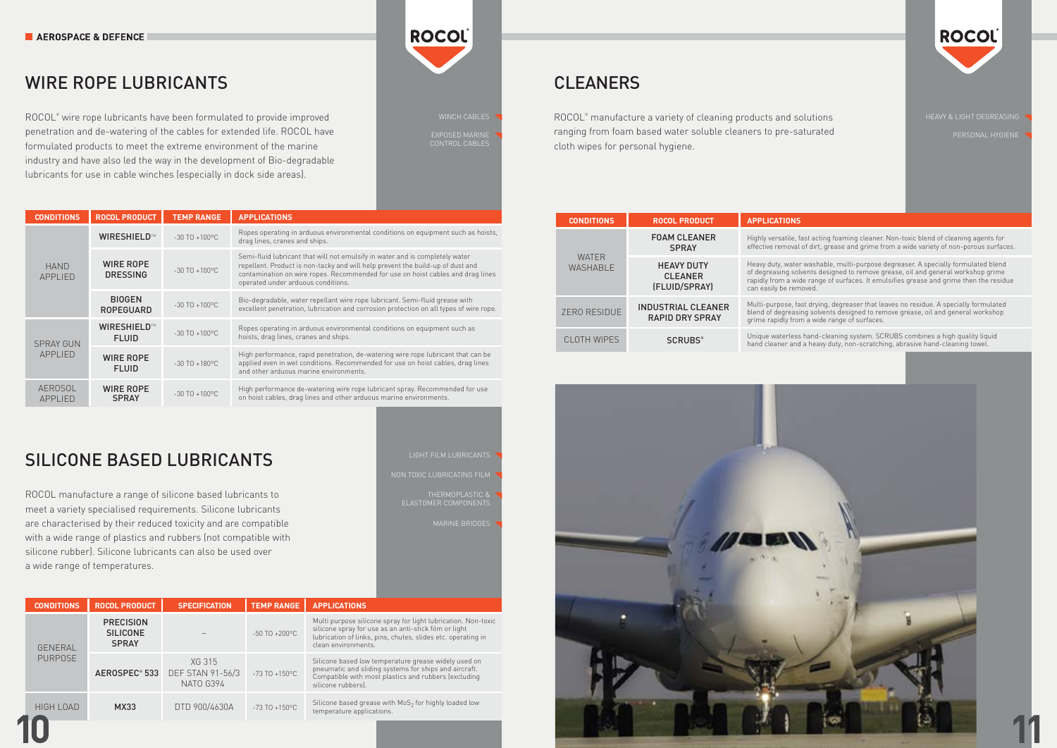# WIRE ROPE LUBRICANTS

ROCOL® wire rope lubricants have been formulated to provide improved penetration and de-watering of the cables for extended life. ROCOL have formulated products to meet the extreme environment of the marine industry and have also led the way in the development of Bio-degradable lubricants for use in cable winches (especially in dock side areas).

WINCH CABLES

EXPOSED MARINE CONTROL CABLES

| CONDITIONS | ROCOL PRODUCT | TEMP RANGE | APPLICATIONS |
|---|---|---|---|
| HAND APPLIED | WIRESHIELD™ | -30 TO +100°C | Ropes operating in arduous environmental conditions on equipment such as hoists, drag lines, cranes and ships. |
| | WIRE ROPE DRESSING | -30 TO +100°C | Semi-fluid lubricant that will not emulsify in water and is completely water repellent. Product is non-tacky and will help prevent the build-up of dust and contamination on wire ropes. Recommended for use on hoist cables and drag lines operated under arduous conditions. |
| | BIOGEN ROPEGUARD | -30 TO +100°C | Bio-degradable, water repellant wire rope lubricant. Semi-fluid grease with excellent penetration, lubrication and corrosion protection on all types of wire rope. |
| SPRAY GUN APPLIED | WIRESHIELD™ FLUID | -30 TO +100°C | Ropes operating in arduous environmental conditions on equipment such as hoists, drag lines, cranes and ships. |
| | WIRE ROPE FLUID | -30 TO +180°C | High performance, rapid penetration, de-watering wire rope lubricant that can be applied even in wet conditions. Recommended for use on hoist cables, drag lines and other arduous marine environments. |
| AEROSOL APPLIED | WIRE ROPE SPRAY | -30 TO +100°C | High performance de-watering wire rope lubricant spray. Recommended for use on hoist cables, drag lines and other arduous marine environments. |

# SILICONE BASED LUBRICANTS

ROCOL manufacture a range of silicone based lubricants to meet a variety specialised requirements. Silicone lubricants are characterised by their reduced toxicity and are compatible with a wide range of plastics and rubbers (not compatible with silicone rubber). Silicone lubricants can also be used over a wide range of temperatures.

LIGHT FILM LUBRICANTS

NON TOXIC LUBRICATING FILM

THERMOPLASTIC & ELASTOMER COMPONENTS

MARINE BRIDGES

| CONDITIONS | ROCOL PRODUCT | SPECIFICATION | TEMP RANGE | APPLICATIONS |
|---|---|---|---|---|
| GENERAL PURPOSE | PRECISION SILICONE SPRAY | – | -50 TO +200°C | Multi purpose silicone spray for light lubrication. Non-toxic silicone spray for use as an anti-stick film or light lubrication of links, pins, chutes, slides etc. operating in clean environments. |
| | AEROSPEC® 533 | XG 315 DEF STAN 91-56/3 NATO G394 | -73 TO +150°C | Silicone based low temperature grease widely used on pneumatic and sliding systems for ships and aircraft. Compatible with most plastics and rubbers (excluding silicone rubbers). |
| HIGH LOAD | MX33 | DTD 900/4630A | -73 TO +150°C | Silicone based grease with $MoS_2$ for highly loaded low temperature applications. |

# CLEANERS

ROCOL® manufacture a variety of cleaning products and solutions ranging from foam based water soluble cleaners to pre-saturated cloth wipes for personal hygiene.

HEAVY & LIGHT DEGREASING

PERSONAL HYGIENE

| CONDITIONS | ROCOL PRODUCT | APPLICATIONS |
|---|---|---|
| WATER WASHABLE | FOAM CLEANER SPRAY | Highly versatile, fast acting foaming cleaner. Non-toxic blend of cleaning agents for effective removal of dirt, grease and grime from a wide variety of non-porous surfaces. |
| | HEAVY DUTY CLEANER (FLUID/SPRAY) | Heavy duty, water washable, multi-purpose degreaser. A specially formulated blend of degreasing solvents designed to remove grease, oil and general workshop grime rapidly from a wide range of surfaces. It emulsifies grease and grime then the residue can easily be removed. |
| ZERO RESIDUE | INDUSTRIAL CLEANER RAPID DRY SPRAY | Multi-purpose, fast drying, degreaser that leaves no residue. A specially formulated blend of degreasing solvents designed to remove grease, oil and general workshop grime rapidly from a wide range of surfaces. |
| CLOTH WIPES | SCRUBS® | Unique waterless hand-cleaning system. SCRUBS combines a high quality liquid hand cleaner and a heavy duty, non-scratching, abrasive hand-cleaning towel. |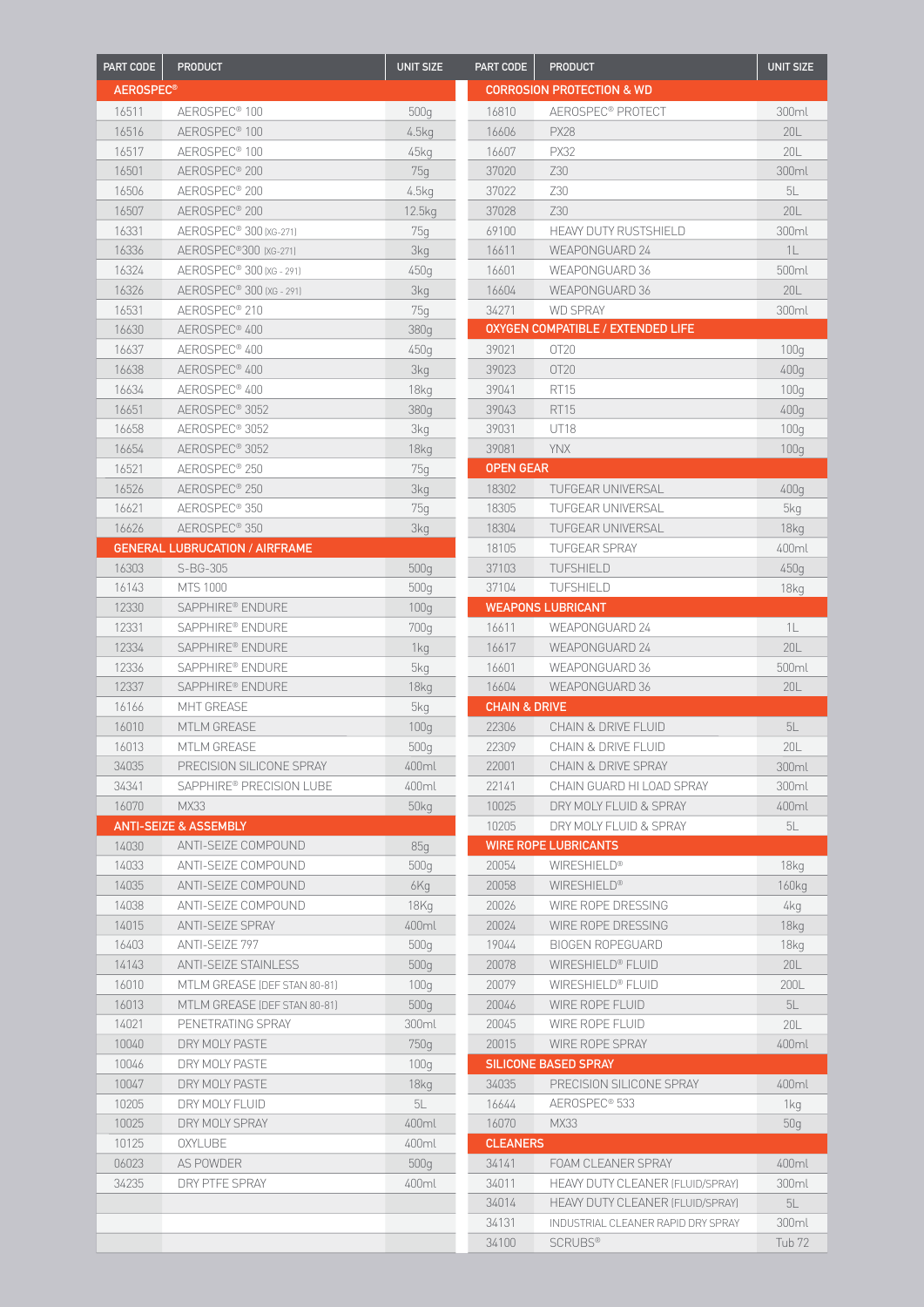| PART CODE | PRODUCT | UNIT SIZE |
|---|---|---|
| **AEROSPEC®** | | |
| 16511 | AEROSPEC® 100 | 500g |
| 16516 | AEROSPEC® 100 | 4.5kg |
| 16517 | AEROSPEC® 100 | 45kg |
| 16501 | AEROSPEC® 200 | 75g |
| 16506 | AEROSPEC® 200 | 4.5kg |
| 16507 | AEROSPEC® 200 | 12.5kg |
| 16331 | AEROSPEC® 300 (XG-271) | 75g |
| 16336 | AEROSPEC®300 (XG-271) | 3kg |
| 16324 | AEROSPEC® 300 (XG - 291) | 450g |
| 16326 | AEROSPEC® 300 (XG - 291) | 3kg |
| 16531 | AEROSPEC® 210 | 75g |
| 16630 | AEROSPEC® 400 | 380g |
| 16637 | AEROSPEC® 400 | 450g |
| 16638 | AEROSPEC® 400 | 3kg |
| 16634 | AEROSPEC® 400 | 18kg |
| 16651 | AEROSPEC® 3052 | 380g |
| 16658 | AEROSPEC® 3052 | 3kg |
| 16654 | AEROSPEC® 3052 | 18kg |
| 16521 | AEROSPEC® 250 | 75g |
| 16526 | AEROSPEC® 250 | 3kg |
| 16621 | AEROSPEC® 350 | 75g |
| 16626 | AEROSPEC® 350 | 3kg |
| **GENERAL LUBRUCATION / AIRFRAME** | | |
| 16303 | S-BG-305 | 500g |
| 16143 | MTS 1000 | 500g |
| 12330 | SAPPHIRE® ENDURE | 100g |
| 12331 | SAPPHIRE® ENDURE | 700g |
| 12334 | SAPPHIRE® ENDURE | 1kg |
| 12336 | SAPPHIRE® ENDURE | 5kg |
| 12337 | SAPPHIRE® ENDURE | 18kg |
| 16166 | MHT GREASE | 5kg |
| 16010 | MTLM GREASE | 100g |
| 16013 | MTLM GREASE | 500g |
| 34035 | PRECISION SILICONE SPRAY | 400ml |
| 34341 | SAPPHIRE® PRECISION LUBE | 400ml |
| 16070 | MX33 | 50kg |
| **ANTI-SEIZE & ASSEMBLY** | | |
| 14030 | ANTI-SEIZE COMPOUND | 85g |
| 14033 | ANTI-SEIZE COMPOUND | 500g |
| 14035 | ANTI-SEIZE COMPOUND | 6Kg |
| 14038 | ANTI-SEIZE COMPOUND | 18Kg |
| 14015 | ANTI-SEIZE SPRAY | 400ml |
| 16403 | ANTI-SEIZE 797 | 500g |
| 14143 | ANTI-SEIZE STAINLESS | 500g |
| 16010 | MTLM GREASE (DEF STAN 80-81) | 100g |
| 16013 | MTLM GREASE (DEF STAN 80-81) | 500g |
| 14021 | PENETRATING SPRAY | 300ml |
| 10040 | DRY MOLY PASTE | 750g |
| 10046 | DRY MOLY PASTE | 100g |
| 10047 | DRY MOLY PASTE | 18kg |
| 10205 | DRY MOLY FLUID | 5L |
| 10025 | DRY MOLY SPRAY | 400ml |
| 10125 | OXYLUBE | 400ml |
| 06023 | AS POWDER | 500g |
| 34235 | DRY PTFE SPRAY | 400ml |

| PART CODE | PRODUCT | UNIT SIZE |
|---|---|---|
| **CORROSION PROTECTION & WD** | | |
| 16810 | AEROSPEC® PROTECT | 300ml |
| 16606 | PX28 | 20L |
| 16607 | PX32 | 20L |
| 37020 | Z30 | 300ml |
| 37022 | Z30 | 5L |
| 37028 | Z30 | 20L |
| 69100 | HEAVY DUTY RUSTSHIELD | 300ml |
| 16611 | WEAPONGUARD 24 | 1L |
| 16601 | WEAPONGUARD 36 | 500ml |
| 16604 | WEAPONGUARD 36 | 20L |
| 34271 | WD SPRAY | 300ml |
| **OXYGEN COMPATIBLE / EXTENDED LIFE** | | |
| 39021 | OT20 | 100g |
| 39023 | OT20 | 400g |
| 39041 | RT15 | 100g |
| 39043 | RT15 | 400g |
| 39031 | UT18 | 100g |
| 39081 | YNX | 100g |
| **OPEN GEAR** | | |
| 18302 | TUFGEAR UNIVERSAL | 400g |
| 18305 | TUFGEAR UNIVERSAL | 5kg |
| 18304 | TUFGEAR UNIVERSAL | 18kg |
| 18105 | TUFGEAR SPRAY | 400ml |
| 37103 | TUFSHIELD | 450g |
| 37104 | TUFSHIELD | 18kg |
| **WEAPONS LUBRICANT** | | |
| 16611 | WEAPONGUARD 24 | 1L |
| 16617 | WEAPONGUARD 24 | 20L |
| 16601 | WEAPONGUARD 36 | 500ml |
| 16604 | WEAPONGUARD 36 | 20L |
| **CHAIN & DRIVE** | | |
| 22306 | CHAIN & DRIVE FLUID | 5L |
| 22309 | CHAIN & DRIVE FLUID | 20L |
| 22001 | CHAIN & DRIVE SPRAY | 300ml |
| 22141 | CHAIN GUARD HI LOAD SPRAY | 300ml |
| 10025 | DRY MOLY FLUID & SPRAY | 400ml |
| 10205 | DRY MOLY FLUID & SPRAY | 5L |
| **WIRE ROPE LUBRICANTS** | | |
| 20054 | WIRESHIELD® | 18kg |
| 20058 | WIRESHIELD® | 160kg |
| 20026 | WIRE ROPE DRESSING | 4kg |
| 20024 | WIRE ROPE DRESSING | 18kg |
| 19044 | BIOGEN ROPEGUARD | 18kg |
| 20078 | WIRESHIELD® FLUID | 20L |
| 20079 | WIRESHIELD® FLUID | 200L |
| 20046 | WIRE ROPE FLUID | 5L |
| 20045 | WIRE ROPE FLUID | 20L |
| 20015 | WIRE ROPE SPRAY | 400ml |
| **SILICONE BASED SPRAY** | | |
| 34035 | PRECISION SILICONE SPRAY | 400ml |
| 16644 | AEROSPEC® 533 | 1kg |
| 16070 | MX33 | 50g |
| **CLEANERS** | | |
| 34141 | FOAM CLEANER SPRAY | 400ml |
| 34011 | HEAVY DUTY CLEANER (FLUID/SPRAY) | 300ml |
| 34014 | HEAVY DUTY CLEANER (FLUID/SPRAY) | 5L |
| 34131 | INDUSTRIAL CLEANER RAPID DRY SPRAY | 300ml |
| 34100 | SCRUBS® | Tub 72 |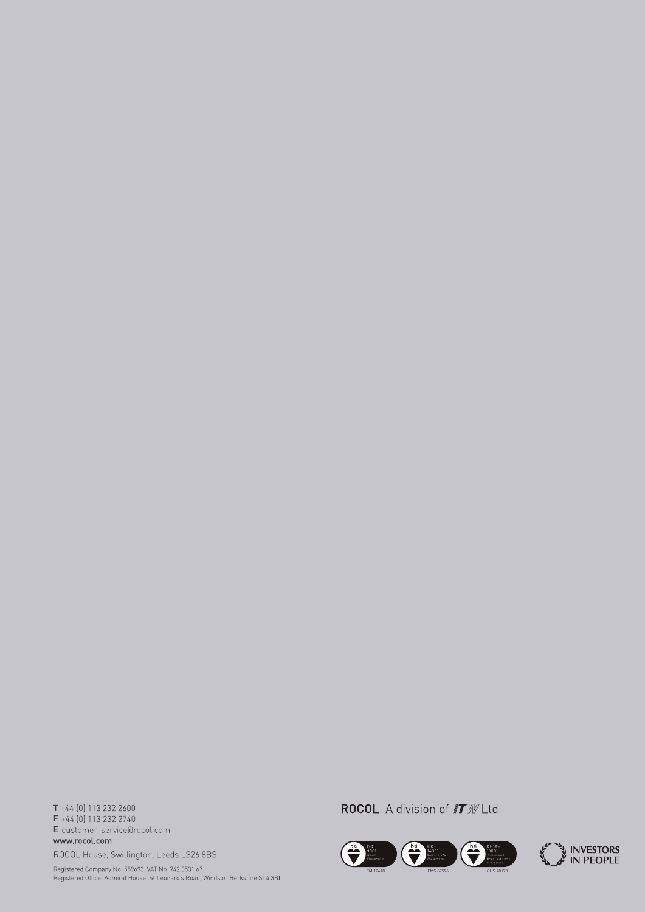**T** +44 (0) 113 232 2600
**F** +44 (0) 113 232 2740
**E** customer-service@rocol.com
**www.rocol.com**

ROCOL House, Swillington, Leeds LS26 8BS

Registered Company No. 559693 VAT No. 742 0531 67
Registered Office: Admiral House, St Leonard's Road, Windsor, Berkshire SL4 3BL

**ROCOL** A division of ITW Ltd

ISO 9001 FM 12448 | ISO 14001 EMS 67596 | OHSAS 18001 OHS 78173

INVESTORS IN PEOPLE